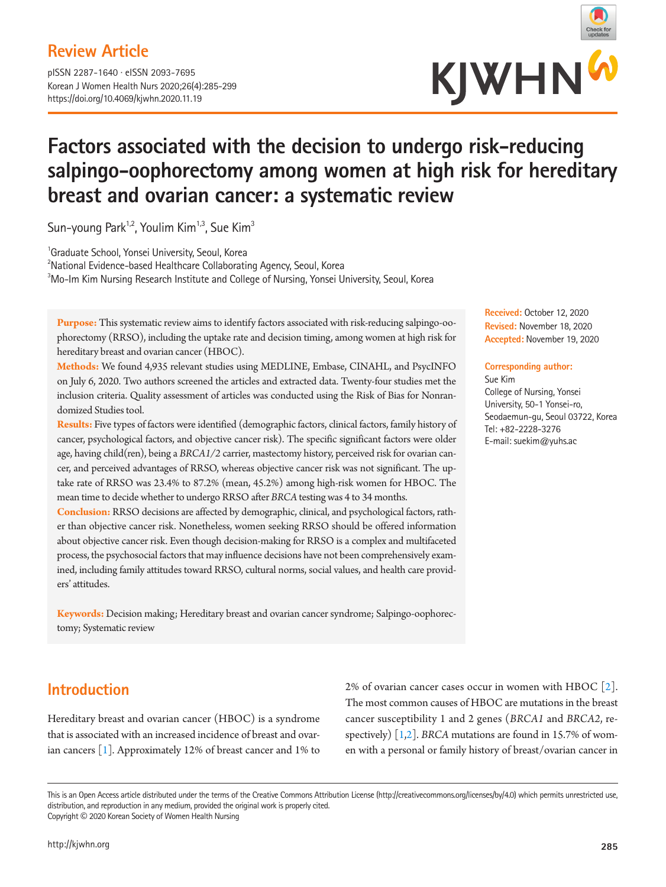Review Article

pISSN 2287-1640 · eISSN 2093-7695
Korean J Women Health Nurs 2020;26(4):285-299
https://doi.org/10.4069/kjwhn.2020.11.19

# Factors associated with the decision to undergo risk-reducing salpingo-oophorectomy among women at high risk for hereditary breast and ovarian cancer: a systematic review

Sun-young Park[1,2], Youlim Kim[1,3], Sue Kim[3]

[1]Graduate School, Yonsei University, Seoul, Korea
[2]National Evidence-based Healthcare Collaborating Agency, Seoul, Korea
[3]Mo-Im Kim Nursing Research Institute and College of Nursing, Yonsei University, Seoul, Korea

**Purpose:** This systematic review aims to identify factors associated with risk-reducing salpingo-oophorectomy (RRSO), including the uptake rate and decision timing, among women at high risk for hereditary breast and ovarian cancer (HBOC).

**Methods:** We found 4,935 relevant studies using MEDLINE, Embase, CINAHL, and PsycINFO on July 6, 2020. Two authors screened the articles and extracted data. Twenty-four studies met the inclusion criteria. Quality assessment of articles was conducted using the Risk of Bias for Nonrandomized Studies tool.

**Results:** Five types of factors were identified (demographic factors, clinical factors, family history of cancer, psychological factors, and objective cancer risk). The specific significant factors were older age, having child(ren), being a *BRCA1/2* carrier, mastectomy history, perceived risk for ovarian cancer, and perceived advantages of RRSO, whereas objective cancer risk was not significant. The uptake rate of RRSO was 23.4% to 87.2% (mean, 45.2%) among high-risk women for HBOC. The mean time to decide whether to undergo RRSO after *BRCA* testing was 4 to 34 months.

**Conclusion:** RRSO decisions are affected by demographic, clinical, and psychological factors, rather than objective cancer risk. Nonetheless, women seeking RRSO should be offered information about objective cancer risk. Even though decision-making for RRSO is a complex and multifaceted process, the psychosocial factors that may influence decisions have not been comprehensively examined, including family attitudes toward RRSO, cultural norms, social values, and health care providers' attitudes.

**Keywords:** Decision making; Hereditary breast and ovarian cancer syndrome; Salpingo-oophorectomy; Systematic review

**Received:** October 12, 2020
**Revised:** November 18, 2020
**Accepted:** November 19, 2020

**Corresponding author:**
Sue Kim
College of Nursing, Yonsei University, 50-1 Yonsei-ro, Seodaemun-gu, Seoul 03722, Korea
Tel: +82-2228-3276
E-mail: suekim@yuhs.ac

## Introduction

Hereditary breast and ovarian cancer (HBOC) is a syndrome that is associated with an increased incidence of breast and ovarian cancers [1]. Approximately 12% of breast cancer and 1% to 2% of ovarian cancer cases occur in women with HBOC [2]. The most common causes of HBOC are mutations in the breast cancer susceptibility 1 and 2 genes (*BRCA1* and *BRCA2*, respectively) [1,2]. *BRCA* mutations are found in 15.7% of women with a personal or family history of breast/ovarian cancer in

This is an Open Access article distributed under the terms of the Creative Commons Attribution License (http://creativecommons.org/licenses/by/4.0) which permits unrestricted use, distribution, and reproduction in any medium, provided the original work is properly cited.
Copyright © 2020 Korean Society of Women Health Nursing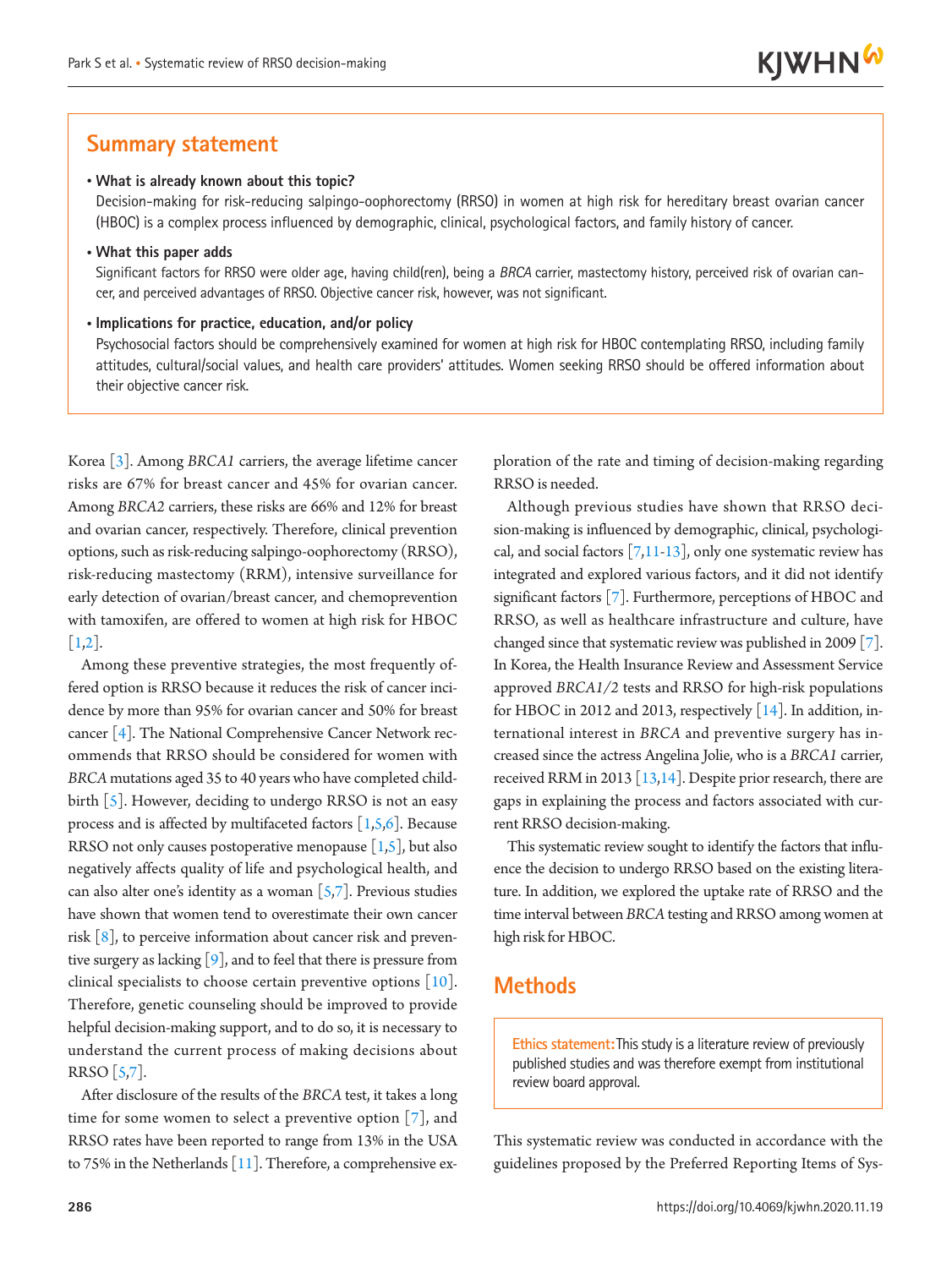## Summary statement

- **What is already known about this topic?**
  Decision-making for risk-reducing salpingo-oophorectomy (RRSO) in women at high risk for hereditary breast ovarian cancer (HBOC) is a complex process influenced by demographic, clinical, psychological factors, and family history of cancer.
- **What this paper adds**
  Significant factors for RRSO were older age, having child(ren), being a *BRCA* carrier, mastectomy history, perceived risk of ovarian cancer, and perceived advantages of RRSO. Objective cancer risk, however, was not significant.
- **Implications for practice, education, and/or policy**
  Psychosocial factors should be comprehensively examined for women at high risk for HBOC contemplating RRSO, including family attitudes, cultural/social values, and health care providers' attitudes. Women seeking RRSO should be offered information about their objective cancer risk.

Korea [3]. Among *BRCA1* carriers, the average lifetime cancer risks are 67% for breast cancer and 45% for ovarian cancer. Among *BRCA2* carriers, these risks are 66% and 12% for breast and ovarian cancer, respectively. Therefore, clinical prevention options, such as risk-reducing salpingo-oophorectomy (RRSO), risk-reducing mastectomy (RRM), intensive surveillance for early detection of ovarian/breast cancer, and chemoprevention with tamoxifen, are offered to women at high risk for HBOC [1,2].

Among these preventive strategies, the most frequently offered option is RRSO because it reduces the risk of cancer incidence by more than 95% for ovarian cancer and 50% for breast cancer [4]. The National Comprehensive Cancer Network recommends that RRSO should be considered for women with *BRCA* mutations aged 35 to 40 years who have completed childbirth [5]. However, deciding to undergo RRSO is not an easy process and is affected by multifaceted factors [1,5,6]. Because RRSO not only causes postoperative menopause [1,5], but also negatively affects quality of life and psychological health, and can also alter one's identity as a woman [5,7]. Previous studies have shown that women tend to overestimate their own cancer risk [8], to perceive information about cancer risk and preventive surgery as lacking [9], and to feel that there is pressure from clinical specialists to choose certain preventive options [10]. Therefore, genetic counseling should be improved to provide helpful decision-making support, and to do so, it is necessary to understand the current process of making decisions about RRSO [5,7].

After disclosure of the results of the *BRCA* test, it takes a long time for some women to select a preventive option [7], and RRSO rates have been reported to range from 13% in the USA to 75% in the Netherlands [11]. Therefore, a comprehensive exploration of the rate and timing of decision-making regarding RRSO is needed.

Although previous studies have shown that RRSO decision-making is influenced by demographic, clinical, psychological, and social factors [7,11-13], only one systematic review has integrated and explored various factors, and it did not identify significant factors [7]. Furthermore, perceptions of HBOC and RRSO, as well as healthcare infrastructure and culture, have changed since that systematic review was published in 2009 [7]. In Korea, the Health Insurance Review and Assessment Service approved *BRCA1/2* tests and RRSO for high-risk populations for HBOC in 2012 and 2013, respectively [14]. In addition, international interest in *BRCA* and preventive surgery has increased since the actress Angelina Jolie, who is a *BRCA1* carrier, received RRM in 2013 [13,14]. Despite prior research, there are gaps in explaining the process and factors associated with current RRSO decision-making.

This systematic review sought to identify the factors that influence the decision to undergo RRSO based on the existing literature. In addition, we explored the uptake rate of RRSO and the time interval between *BRCA* testing and RRSO among women at high risk for HBOC.

## Methods

**Ethics statement:** This study is a literature review of previously published studies and was therefore exempt from institutional review board approval.

This systematic review was conducted in accordance with the guidelines proposed by the Preferred Reporting Items of Sys-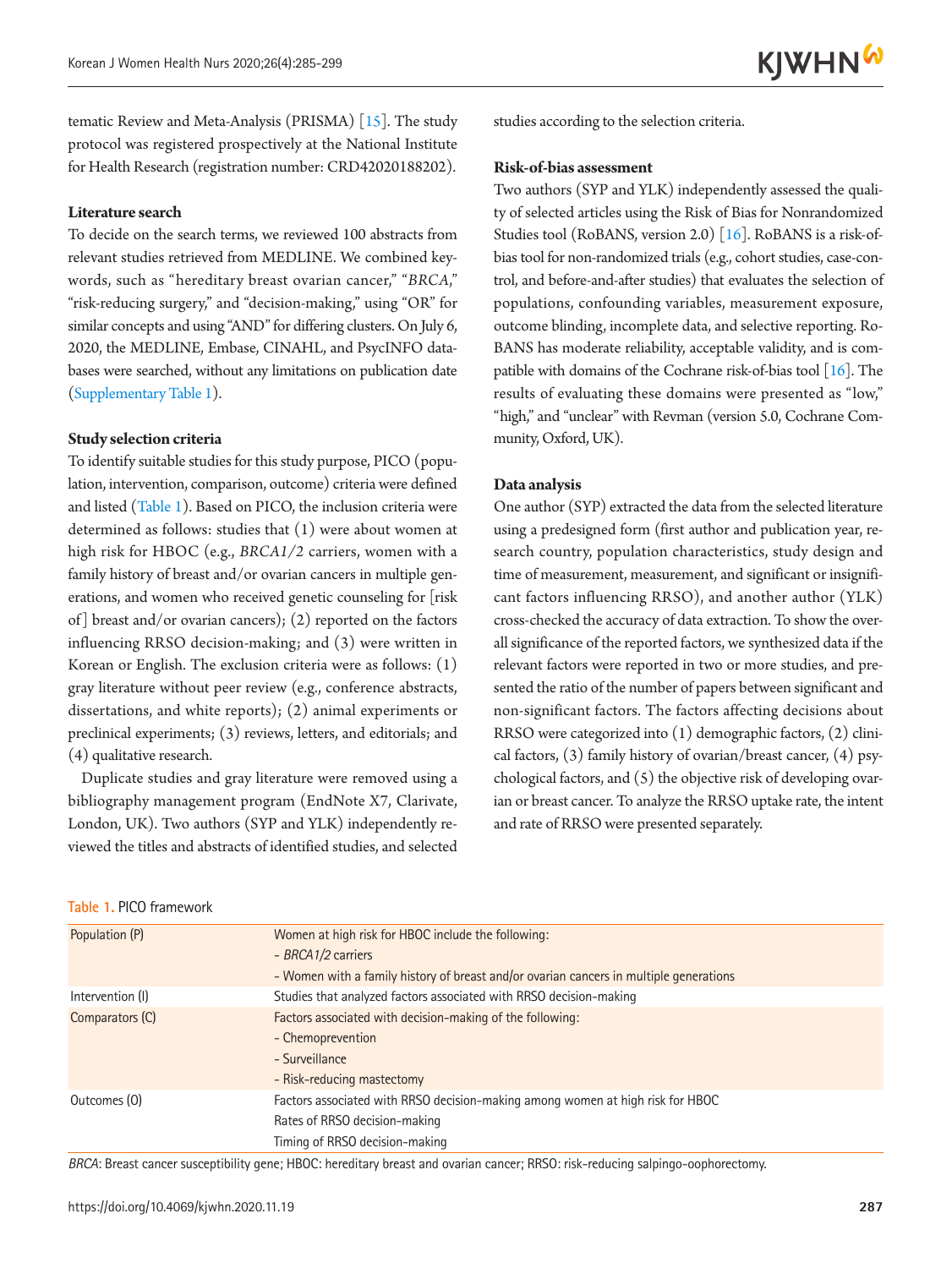tematic Review and Meta-Analysis (PRISMA) [15]. The study protocol was registered prospectively at the National Institute for Health Research (registration number: CRD42020188202).

**Literature search**

To decide on the search terms, we reviewed 100 abstracts from relevant studies retrieved from MEDLINE. We combined keywords, such as "hereditary breast ovarian cancer," "*BRCA*," "risk-reducing surgery," and "decision-making," using "OR" for similar concepts and using "AND" for differing clusters. On July 6, 2020, the MEDLINE, Embase, CINAHL, and PsycINFO databases were searched, without any limitations on publication date (Supplementary Table 1).

**Study selection criteria**

To identify suitable studies for this study purpose, PICO (population, intervention, comparison, outcome) criteria were defined and listed (Table 1). Based on PICO, the inclusion criteria were determined as follows: studies that (1) were about women at high risk for HBOC (e.g., *BRCA1/2* carriers, women with a family history of breast and/or ovarian cancers in multiple generations, and women who received genetic counseling for [risk of] breast and/or ovarian cancers); (2) reported on the factors influencing RRSO decision-making; and (3) were written in Korean or English. The exclusion criteria were as follows: (1) gray literature without peer review (e.g., conference abstracts, dissertations, and white reports); (2) animal experiments or preclinical experiments; (3) reviews, letters, and editorials; and (4) qualitative research.

Duplicate studies and gray literature were removed using a bibliography management program (EndNote X7, Clarivate, London, UK). Two authors (SYP and YLK) independently reviewed the titles and abstracts of identified studies, and selected studies according to the selection criteria.

**Risk-of-bias assessment**

Two authors (SYP and YLK) independently assessed the quality of selected articles using the Risk of Bias for Nonrandomized Studies tool (RoBANS, version 2.0) [16]. RoBANS is a risk-of-bias tool for non-randomized trials (e.g., cohort studies, case-control, and before-and-after studies) that evaluates the selection of populations, confounding variables, measurement exposure, outcome blinding, incomplete data, and selective reporting. RoBANS has moderate reliability, acceptable validity, and is compatible with domains of the Cochrane risk-of-bias tool [16]. The results of evaluating these domains were presented as "low," "high," and "unclear" with Revman (version 5.0, Cochrane Community, Oxford, UK).

**Data analysis**

One author (SYP) extracted the data from the selected literature using a predesigned form (first author and publication year, research country, population characteristics, study design and time of measurement, measurement, and significant or insignificant factors influencing RRSO), and another author (YLK) cross-checked the accuracy of data extraction. To show the overall significance of the reported factors, we synthesized data if the relevant factors were reported in two or more studies, and presented the ratio of the number of papers between significant and non-significant factors. The factors affecting decisions about RRSO were categorized into (1) demographic factors, (2) clinical factors, (3) family history of ovarian/breast cancer, (4) psychological factors, and (5) the objective risk of developing ovarian or breast cancer. To analyze the RRSO uptake rate, the intent and rate of RRSO were presented separately.

Table 1. PICO framework

| | |
|---|---|
| Population (P) | Women at high risk for HBOC include the following:<br>- *BRCA1/2* carriers<br>- Women with a family history of breast and/or ovarian cancers in multiple generations |
| Intervention (I) | Studies that analyzed factors associated with RRSO decision-making |
| Comparators (C) | Factors associated with decision-making of the following:<br>- Chemoprevention<br>- Surveillance<br>- Risk-reducing mastectomy |
| Outcomes (O) | Factors associated with RRSO decision-making among women at high risk for HBOC<br>Rates of RRSO decision-making<br>Timing of RRSO decision-making |

*BRCA*: Breast cancer susceptibility gene; HBOC: hereditary breast and ovarian cancer; RRSO: risk-reducing salpingo-oophorectomy.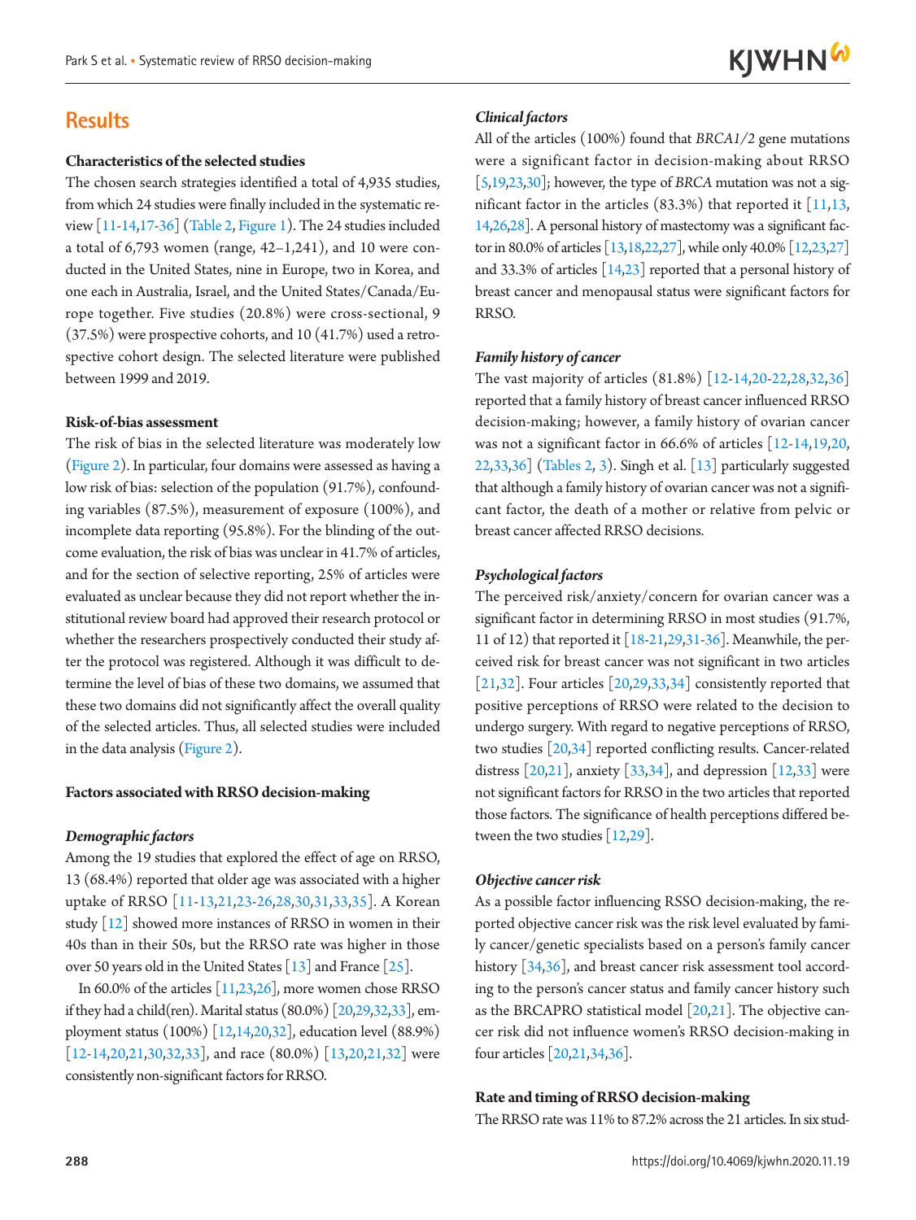## Results

**Characteristics of the selected studies**

The chosen search strategies identified a total of 4,935 studies, from which 24 studies were finally included in the systematic review [11-14,17-36] (Table 2, Figure 1). The 24 studies included a total of 6,793 women (range, 42–1,241), and 10 were conducted in the United States, nine in Europe, two in Korea, and one each in Australia, Israel, and the United States/Canada/Europe together. Five studies (20.8%) were cross-sectional, 9 (37.5%) were prospective cohorts, and 10 (41.7%) used a retrospective cohort design. The selected literature were published between 1999 and 2019.

**Risk-of-bias assessment**

The risk of bias in the selected literature was moderately low (Figure 2). In particular, four domains were assessed as having a low risk of bias: selection of the population (91.7%), confounding variables (87.5%), measurement of exposure (100%), and incomplete data reporting (95.8%). For the blinding of the outcome evaluation, the risk of bias was unclear in 41.7% of articles, and for the section of selective reporting, 25% of articles were evaluated as unclear because they did not report whether the institutional review board had approved their research protocol or whether the researchers prospectively conducted their study after the protocol was registered. Although it was difficult to determine the level of bias of these two domains, we assumed that these two domains did not significantly affect the overall quality of the selected articles. Thus, all selected studies were included in the data analysis (Figure 2).

**Factors associated with RRSO decision-making**

***Demographic factors***

Among the 19 studies that explored the effect of age on RRSO, 13 (68.4%) reported that older age was associated with a higher uptake of RRSO [11-13,21,23-26,28,30,31,33,35]. A Korean study [12] showed more instances of RRSO in women in their 40s than in their 50s, but the RRSO rate was higher in those over 50 years old in the United States [13] and France [25].

In 60.0% of the articles [11,23,26], more women chose RRSO if they had a child(ren). Marital status (80.0%) [20,29,32,33], employment status (100%) [12,14,20,32], education level (88.9%) [12-14,20,21,30,32,33], and race (80.0%) [13,20,21,32] were consistently non-significant factors for RRSO.

***Clinical factors***

All of the articles (100%) found that *BRCA1/2* gene mutations were a significant factor in decision-making about RRSO [5,19,23,30]; however, the type of *BRCA* mutation was not a significant factor in the articles (83.3%) that reported it [11,13,14,26,28]. A personal history of mastectomy was a significant factor in 80.0% of articles [13,18,22,27], while only 40.0% [12,23,27] and 33.3% of articles [14,23] reported that a personal history of breast cancer and menopausal status were significant factors for RRSO.

***Family history of cancer***

The vast majority of articles (81.8%) [12-14,20-22,28,32,36] reported that a family history of breast cancer influenced RRSO decision-making; however, a family history of ovarian cancer was not a significant factor in 66.6% of articles [12-14,19,20,22,33,36] (Tables 2, 3). Singh et al. [13] particularly suggested that although a family history of ovarian cancer was not a significant factor, the death of a mother or relative from pelvic or breast cancer affected RRSO decisions.

***Psychological factors***

The perceived risk/anxiety/concern for ovarian cancer was a significant factor in determining RRSO in most studies (91.7%, 11 of 12) that reported it [18-21,29,31-36]. Meanwhile, the perceived risk for breast cancer was not significant in two articles [21,32]. Four articles [20,29,33,34] consistently reported that positive perceptions of RRSO were related to the decision to undergo surgery. With regard to negative perceptions of RRSO, two studies [20,34] reported conflicting results. Cancer-related distress [20,21], anxiety [33,34], and depression [12,33] were not significant factors for RRSO in the two articles that reported those factors. The significance of health perceptions differed between the two studies [12,29].

***Objective cancer risk***

As a possible factor influencing RSSO decision-making, the reported objective cancer risk was the risk level evaluated by family cancer/genetic specialists based on a person's family cancer history [34,36], and breast cancer risk assessment tool according to the person's cancer status and family cancer history such as the BRCAPRO statistical model [20,21]. The objective cancer risk did not influence women's RRSO decision-making in four articles [20,21,34,36].

**Rate and timing of RRSO decision-making**

The RRSO rate was 11% to 87.2% across the 21 articles. In six stud-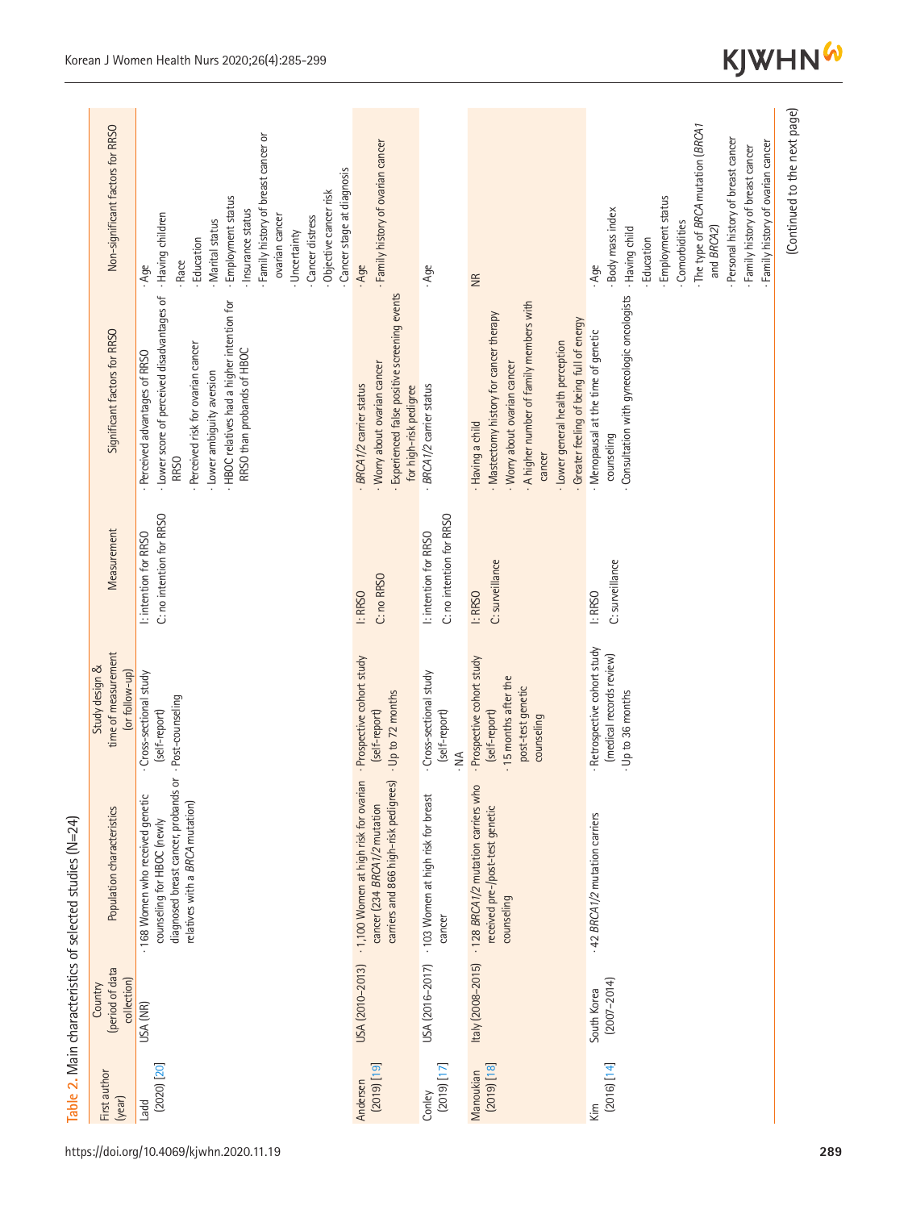Table 2. Main characteristics of selected studies (N=24)

| First author (year) | Country (period of data collection) | Population characteristics | Study design & time of measurement (or follow-up) | Measurement | Significant factors for RRSO | Non-significant factors for RRSO |
|---|---|---|---|---|---|---|
| Ladd (2020) [20] | USA (NR) | · 168 Women who received genetic counseling for HBOC (newly diagnosed breast cancer, probands or relatives with a *BRCA* mutation) | · Cross-sectional study (self-report)<br>· Post-counseling | I: intention for RRSO<br>C: no intention for RRSO | · Perceived advantages of RRSO<br>· Lower score of perceived disadvantages of RRSO<br>· Perceived risk for ovarian cancer<br>· Lower ambiguity aversion<br>· HBOC relatives had a higher intention for RRSO than probands of HBOC | · Age<br>· Having children<br>· Race<br>· Education<br>· Marital status<br>· Employment status<br>· Insurance status<br>· Family history of breast cancer or ovarian cancer<br>· Uncertainty<br>· Cancer distress<br>· Objective cancer risk<br>· Cancer stage at diagnosis |
| Andersen (2019) [19] | USA (2010–2013) | · 1,100 Women at high risk for ovarian cancer (234 *BRCA1/2* mutation carriers and 866 high-risk pedigrees) | · Prospective cohort study (self-report)<br>· Up to 72 months | I: RRSO<br>C: no RRSO | · *BRCA1/2* carrier status<br>· Worry about ovarian cancer<br>· Experienced false positive screening events for high-risk pedigree | · Age<br>· Family history of ovarian cancer |
| Conley (2019) [17] | USA (2016–2017) | · 103 Women at high risk for breast cancer | · Cross-sectional study (self-report)<br>· NA | I: intention for RRSO<br>C: no intention for RRSO | · *BRCA1/2* carrier status | · Age |
| Manoukian (2019) [18] | Italy (2008–2015) | · 128 *BRCA1/2* mutation carriers who received pre-/post-test genetic counseling | · Prospective cohort study (self-report)<br>· 15 months after the post-test genetic counseling | I: RRSO<br>C: surveillance | · Having a child<br>· Mastectomy history for cancer therapy<br>· Worry about ovarian cancer<br>· A higher number of family members with cancer<br>· Lower general health perception<br>· Greater feeling of being full of energy | NR |
| Kim (2016) [14] | South Korea (2007–2014) | · 42 *BRCA1/2* mutation carriers | · Retrospective cohort study (medical records review)<br>· Up to 36 months | I: RRSO<br>C: surveillance | · Menopausal at the time of genetic counseling<br>· Consultation with gynecologic oncologists | · Age<br>· Body mass index<br>· Having child<br>· Education<br>· Employment status<br>· Comorbidities<br>· The type of *BRCA* mutation (*BRCA1* and *BRCA2*)<br>· Personal history of breast cancer<br>· Family history of breast cancer<br>· Family history of ovarian cancer |

(Continued to the next page)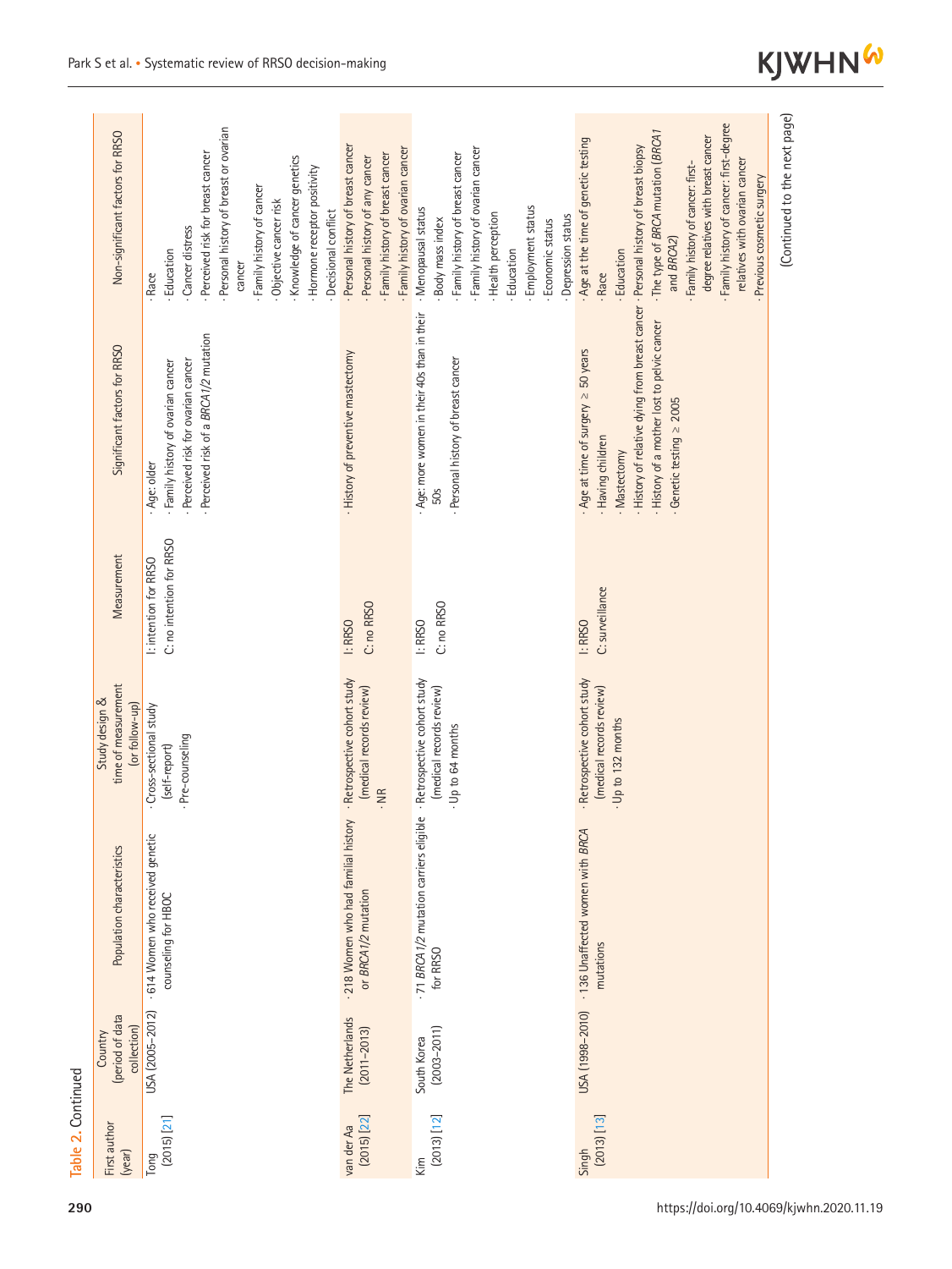Table 2. Continued

| First author (year) | Country (period of data collection) | Population characteristics | Study design & time of measurement (or follow-up) | Measurement | Significant factors for RRSO | Non-significant factors for RRSO |
|---|---|---|---|---|---|---|
| Tong (2015) [21] | USA (2005–2012) | · 614 Women who received genetic counseling for HBOC | · Cross-sectional study (self-report)<br>· Pre-counseling | I: intention for RRSO<br>C: no intention for RRSO | · Age: older<br>· Family history of ovarian cancer<br>· Perceived risk for ovarian cancer<br>· Perceived risk of a *BRCA1/2* mutation | · Race<br>· Education<br>· Cancer distress<br>· Perceived risk for breast cancer<br>· Personal history of breast or ovarian cancer<br>· Family history of cancer<br>· Objective cancer risk<br>· Knowledge of cancer genetics<br>· Hormone receptor positivity<br>· Decisional conflict |
| van der Aa (2015) [22] | The Netherlands (2011–2013) | · 218 Women who had familial history or *BRCA1/2* mutation | · Retrospective cohort study (medical records review)<br>· NR | I: RRSO<br>C: no RRSO | · History of preventive mastectomy | · Personal history of breast cancer<br>· Personal history of any cancer<br>· Family history of breast cancer<br>· Family history of ovarian cancer |
| Kim (2013) [12] | South Korea (2003–2011) | · 71 *BRCA1/2* mutation carriers eligible for RRSO | · Retrospective cohort study (medical records review)<br>· Up to 64 months | I: RRSO<br>C: no RRSO | · Age: more women in their 40s than in their 50s<br>· Personal history of breast cancer | · Menopausal status<br>· Body mass index<br>· Family history of breast cancer<br>· Family history of ovarian cancer<br>· Health perception<br>· Education<br>· Employment status<br>· Economic status<br>· Depression status |
| Singh (2013) [13] | USA (1998–2010) | · 136 Unaffected women with *BRCA* mutations | · Retrospective cohort study (medical records review)<br>· Up to 132 months | I: RRSO<br>C: surveillance | · Age at time of surgery ≥ 50 years<br>· Having children<br>· Mastectomy<br>· History of relative dying from breast cancer<br>· History of a mother lost to pelvic cancer<br>· Genetic testing ≥ 2005 | · Age at the time of genetic testing<br>· Race<br>· Education<br>· Personal history of breast biopsy<br>· The type of *BRCA* mutation (*BRCA1* and *BRCA2*)<br>· Family history of cancer: first-degree relatives with breast cancer<br>· Family history of cancer: first-degree relatives with ovarian cancer<br>· Previous cosmetic surgery |

(Continued to the next page)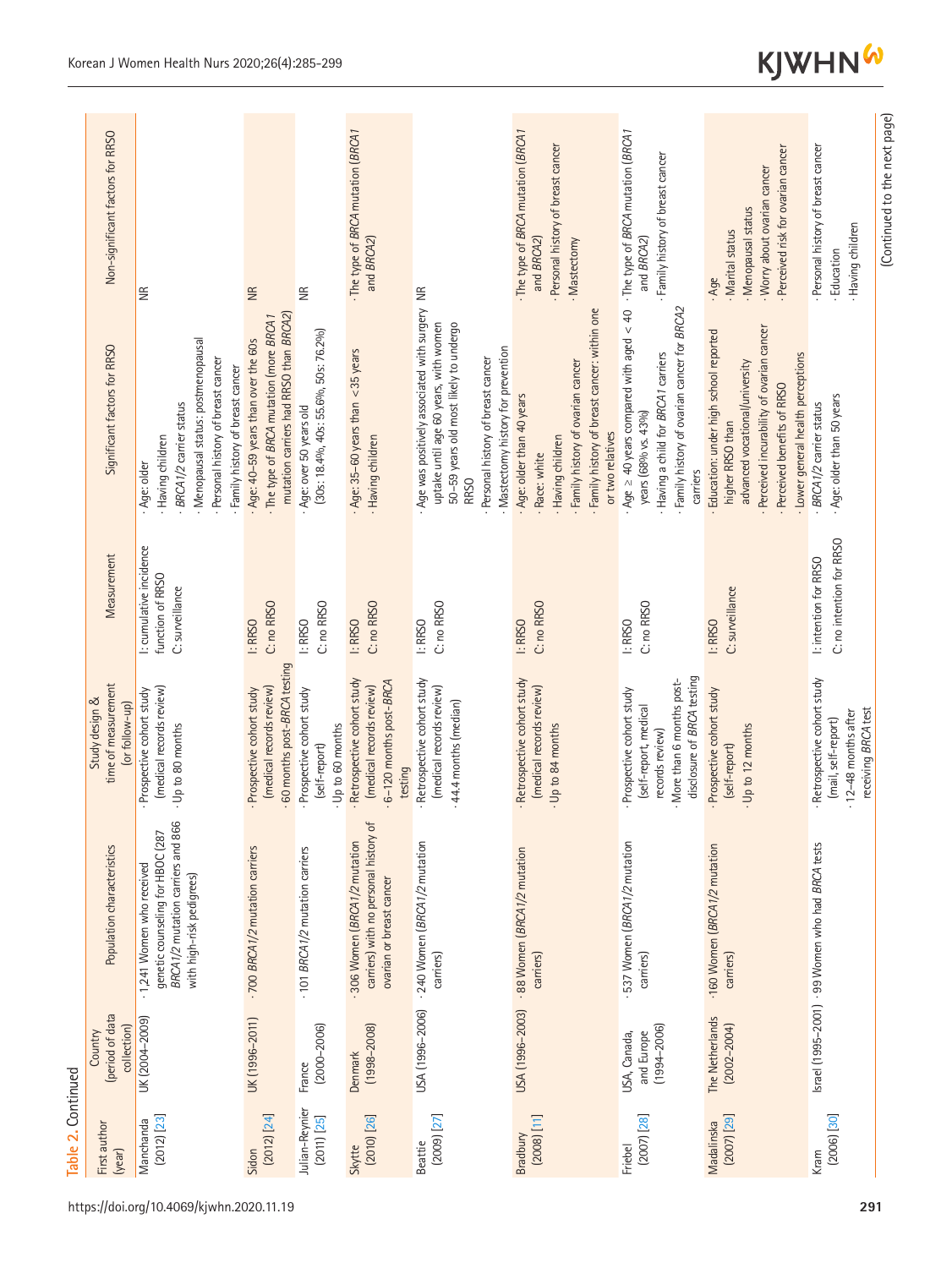Table 2. Continued

| First author (year) | Country (period of data collection) | Population characteristics | Study design & time of measurement (or follow-up) | Measurement | Significant factors for RRSO | Non-significant factors for RRSO |
|---|---|---|---|---|---|---|
| Manchanda (2012) [23] | UK (2004–2009) | · 1,241 Women who received genetic counseling for HBOC (287 *BRCA1/2* mutation carriers and 866 with high-risk pedigrees) | · Prospective cohort study (medical records review)<br>· Up to 80 months | I: cumulative incidence function of RRSO<br>C: surveillance | · Age: older<br>· Having children<br>· *BRCA1/2* carrier status<br>· Menopausal status: postmenopausal<br>· Personal history of breast cancer<br>· Family history of breast cancer | NR |
| Sidon (2012) [24] | UK (1996–2011) | · 700 *BRCA1/2* mutation carriers | · Prospective cohort study (medical records review)<br>· 60 months post-*BRCA* testing | I: RRSO<br>C: no RRSO | · Age: 40–59 years than over the 60s<br>· The type of *BRCA* mutation (more *BRCA1* mutation carriers had RRSO than *BRCA2*) | NR |
| Julian-Reynier (2011) [25] | France (2000–2006) | · 101 *BRCA1/2* mutation carriers | · Prospective cohort study (self-report)<br>· Up to 60 months | I: RRSO<br>C: no RRSO | · Age: over 50 years old (30s: 18.4%, 40s: 55.6%, 50s: 76.2%) | NR |
| Skytte (2010) [26] | Denmark (1998–2008) | · 306 Women (*BRCA1/2* mutation carriers) with no personal history of ovarian or breast cancer | · Retrospective cohort study (medical records review)<br>· 6–120 months post-*BRCA* testing | I: RRSO<br>C: no RRSO | · Age: 35–60 years than <35 years<br>· Having children | · The type of *BRCA* mutation (*BRCA1* and *BRCA2*) |
| Beattie (2009) [27] | USA (1996–2006) | · 240 Women (*BRCA1/2* mutation carriers) | · Retrospective cohort study (medical records review)<br>· 44.4 months (median) | I: RRSO<br>C: no RRSO | · Age was positively associated with surgery uptake until age 60 years, with women 50–59 years old most likely to undergo RRSO<br>· Personal history of breast cancer<br>· Mastectomy history for prevention | NR |
| Bradbury (2008) [11] | USA (1996–2003) | · 88 Women (*BRCA1/2* mutation carriers) | · Retrospective cohort study (medical records review)<br>· Up to 84 months | I: RRSO<br>C: no RRSO | · Age: older than 40 years<br>· Race: white<br>· Having children<br>· Family history of ovarian cancer<br>· Family history of breast cancer: within one or two relatives | · The type of *BRCA* mutation (*BRCA1* and *BRCA2*)<br>· Personal history of breast cancer<br>· Mastectomy |
| Friebel (2007) [28] | USA, Canada, and Europe (1994–2006) | · 537 Women (*BRCA1/2* mutation carriers) | · Prospective cohort study (self-report, medical records review)<br>· More than 6 months post-disclosure of *BRCA* testing | I: RRSO<br>C: no RRSO | · Age ≥ 40 years compared with aged < 40 years (68% vs. 43%)<br>· Having a child for *BRCA1* carriers<br>· Family history of ovarian cancer for *BRCA2* carriers | · The type of *BRCA* mutation (*BRCA1* and *BRCA2*)<br>· Family history of breast cancer |
| Madalinska (2007) [29] | The Netherlands (2002–2004) | ·160 Women (*BRCA1/2* mutation carriers) | · Prospective cohort study (self-report)<br>· Up to 12 months | I: RRSO<br>C: surveillance | · Education: under high school reported higher RRSO than advanced vocational/university<br>· Perceived incurability of ovarian cancer<br>· Perceived benefits of RRSO<br>· Lower general health perceptions | · Age<br>· Marital status<br>· Menopausal status<br>· Worry about ovarian cancer<br>· Perceived risk for ovarian cancer |
| Kram (2006) [30] | Israel (1995–2001) | · 99 Women who had *BRCA* tests | · Retrospective cohort study (mail, self-report)<br>· 12–48 months after receiving *BRCA* test | I: intention for RRSO<br>C: no intention for RRSO | · *BRCA1/2* carrier status<br>· Age: older than 50 years | · Personal history of breast cancer<br>· Education<br>· Having children |

(Continued to the next page)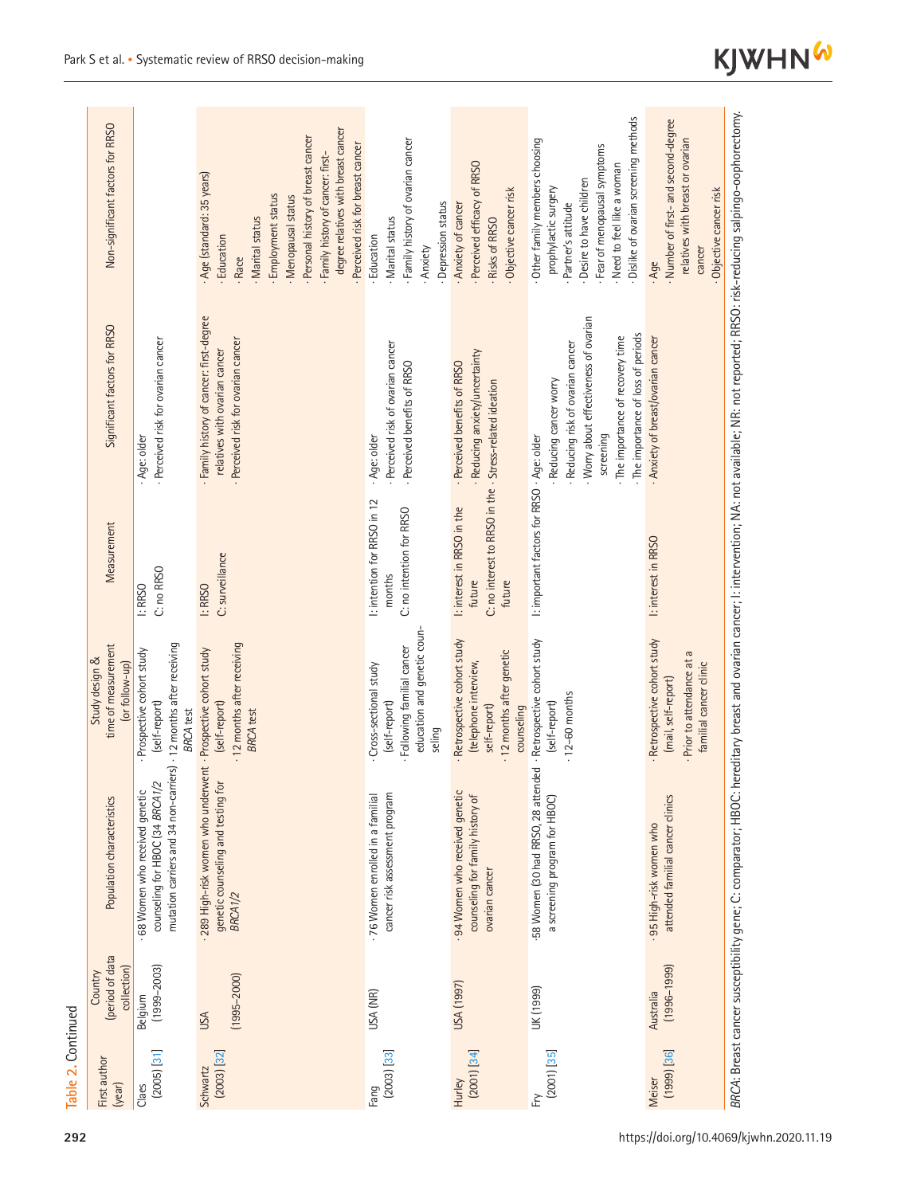Table 2. Continued

| First author (year) | Country (period of data collection) | Population characteristics | Study design & time of measurement (or follow-up) | Measurement | Significant factors for RRSO | Non-significant factors for RRSO |
|---|---|---|---|---|---|---|
| Claes (2005) [31] | Belgium (1999–2003) | · 68 Women who received genetic counseling for HBOC (34 *BRCA1/2* mutation carriers and 34 non-carriers) | · Prospective cohort study (self-report)<br>· 12 months after receiving *BRCA* test | I: RRSO<br>C: no RRSO | · Age: older<br>· Perceived risk for ovarian cancer | |
| Schwartz (2003) [32] | USA (1995–2000) | · 289 High-risk women who underwent genetic counseling and testing for *BRCA1/2* | · Prospective cohort study (self-report)<br>· 12 months after receiving *BRCA* test | I: RRSO<br>C: surveillance | · Family history of cancer: first-degree relatives with ovarian cancer<br>· Perceived risk for ovarian cancer | · Age (standard: 35 years)<br>· Education<br>· Race<br>· Marital status<br>· Employment status<br>· Menopausal status<br>· Personal history of breast cancer<br>· Family history of cancer: first-degree relatives with breast cancer<br>· Perceived risk for breast cancer |
| Fang (2003) [33] | USA (NR) | · 76 Women enrolled in a familial cancer risk assessment program | · Cross-sectional study (self-report)<br>· Following familial cancer education and genetic counseling | I: intention for RRSO in 12 months<br>C: no intention for RRSO | · Age: older<br>· Perceived risk of ovarian cancer<br>· Perceived benefits of RRSO | · Education<br>· Marital status<br>· Family history of ovarian cancer<br>· Anxiety<br>· Depression status |
| Hurley (2001) [34] | USA (1997) | · 94 Women who received genetic counseling for family history of ovarian cancer | · Retrospective cohort study (telephone interview, self-report)<br>· 12 months after genetic counseling | I: interest in RRSO in the future<br>C: no interest to RRSO in the future | · Perceived benefits of RRSO<br>· Reducing anxiety/uncertainty<br>· Stress-related ideation | · Anxiety of cancer<br>· Perceived efficacy of RRSO<br>· Risks of RRSO<br>· Objective cancer risk |
| Fry (2001) [35] | UK (1999) | ·58 Women (30 had RRSO, 28 attended a screening program for HBOC) | · Retrospective cohort study (self-report)<br>· 12–60 months | I: important factors for RRSO | · Age: older<br>· Reducing cancer worry<br>· Reducing risk of ovarian cancer<br>· Worry about effectiveness of ovarian screening<br>· The importance of recovery time<br>· The importance of loss of periods | · Other family members choosing prophylactic surgery<br>· Partner's attitude<br>· Desire to have children<br>· Fear of menopausal symptoms<br>· Need to feel like a woman<br>· Dislike of ovarian screening methods |
| Meiser (1999) [36] | Australia (1996–1999) | · 95 High-risk women who attended familial cancer clinics | · Retrospective cohort study (mail, self-report)<br>· Prior to attendance at a familial cancer clinic | I: interest in RRSO | · Anxiety of breast/ovarian cancer | · Age<br>· Number of first- and second-degree relatives with breast or ovarian cancer<br>· Objective cancer risk |

*BRCA*: Breast cancer susceptibility gene; C: comparator; HBOC: hereditary breast and ovarian cancer; I: intervention; NA: not available; NR: not reported; RRSO: risk-reducing salpingo-oophorectomy.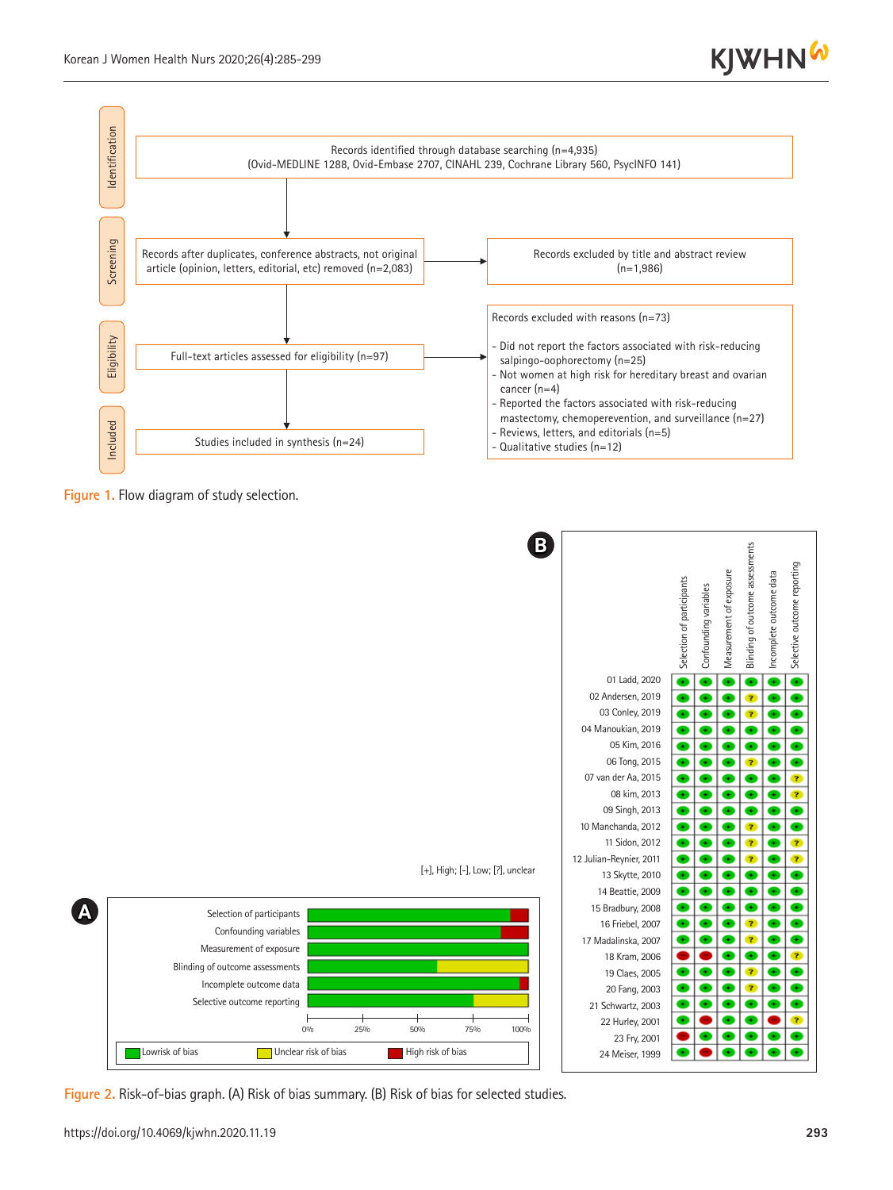Records identified through database searching (n=4,935)
(Ovid-MEDLINE 1288, Ovid-Embase 2707, CINAHL 239, Cochrane Library 560, PsycINFO 141)

Records after duplicates, conference abstracts, not original article (opinion, letters, editorial, etc) removed (n=2,083)

Records excluded by title and abstract review (n=1,986)

Full-text articles assessed for eligibility (n=97)

Records excluded with reasons (n=73)

- Did not report the factors associated with risk-reducing salpingo-oophorectomy (n=25)
- Not women at high risk for hereditary breast and ovarian cancer (n=4)
- Reported the factors associated with risk-reducing mastectomy, chemoperevention, and surveillance (n=27)
- Reviews, letters, and editorials (n=5)
- Qualitative studies (n=12)

Studies included in synthesis (n=24)

Figure 1. Flow diagram of study selection.

[+], High; [-], Low; [?], unclear

| Study | Selection of participants | Confounding variables | Measurement of exposure | Blinding of outcome assessments | Incomplete outcome data | Selective outcome reporting |
|---|---|---|---|---|---|---|
| 01 Ladd, 2020 | + | + | + | + | + | + |
| 02 Andersen, 2019 | + | + | + | ? | + | + |
| 03 Conley, 2019 | + | + | + | ? | + | + |
| 04 Manoukian, 2019 | + | + | + | + | + | + |
| 05 Kim, 2016 | + | + | + | + | + | + |
| 06 Tong, 2015 | + | + | + | ? | + | + |
| 07 van der Aa, 2015 | + | + | + | + | + | ? |
| 08 kim, 2013 | + | + | + | + | + | ? |
| 09 Singh, 2013 | + | + | + | + | + | + |
| 10 Manchanda, 2012 | + | + | + | ? | + | + |
| 11 Sidon, 2012 | + | + | + | ? | + | ? |
| 12 Julian-Reynier, 2011 | + | + | + | ? | + | ? |
| 13 Skytte, 2010 | + | + | + | + | + | + |
| 14 Beattie, 2009 | + | + | + | + | + | + |
| 15 Bradbury, 2008 | + | + | + | + | + | + |
| 16 Friebel, 2007 | + | + | + | ? | + | + |
| 17 Madalinska, 2007 | + | + | + | ? | + | + |
| 18 Kram, 2006 | - | - | + | + | + | ? |
| 19 Claes, 2005 | + | + | + | ? | + | + |
| 20 Fang, 2003 | + | + | + | ? | + | + |
| 21 Schwartz, 2003 | + | + | + | + | + | + |
| 22 Hurley, 2001 | + | - | + | + | - | ? |
| 23 Fry, 2001 | - | + | + | + | + | + |
| 24 Meiser, 1999 | + | - | + | + | + | + |

Legend: Lowrisk of bias; Unclear risk of bias; High risk of bias

Figure 2. Risk-of-bias graph. (A) Risk of bias summary. (B) Risk of bias for selected studies.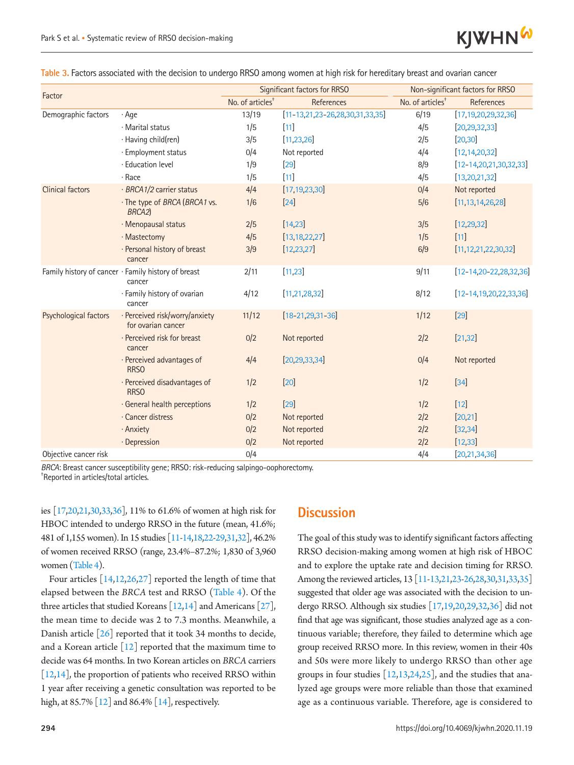Table 3. Factors associated with the decision to undergo RRSO among women at high risk for hereditary breast and ovarian cancer

| Factor | | Significant factors for RRSO | | Non-significant factors for RRSO | |
|---|---|---|---|---|---|
| | | No. of articles[†] | References | No. of articles[†] | References |
| Demographic factors | · Age | 13/19 | [11-13,21,23-26,28,30,31,33,35] | 6/19 | [17,19,20,29,32,36] |
| | · Marital status | 1/5 | [11] | 4/5 | [20,29,32,33] |
| | · Having child(ren) | 3/5 | [11,23,26] | 2/5 | [20,30] |
| | · Employment status | 0/4 | Not reported | 4/4 | [12,14,20,32] |
| | · Education level | 1/9 | [29] | 8/9 | [12-14,20,21,30,32,33] |
| | · Race | 1/5 | [11] | 4/5 | [13,20,21,32] |
| Clinical factors | · *BRCA1/2* carrier status | 4/4 | [17,19,23,30] | 0/4 | Not reported |
| | · The type of *BRCA* (*BRCA1* vs. *BRCA2*) | 1/6 | [24] | 5/6 | [11,13,14,26,28] |
| | · Menopausal status | 2/5 | [14,23] | 3/5 | [12,29,32] |
| | · Mastectomy | 4/5 | [13,18,22,27] | 1/5 | [11] |
| | · Personal history of breast cancer | 3/9 | [12,23,27] | 6/9 | [11,12,21,22,30,32] |
| Family history of cancer | · Family history of breast cancer | 2/11 | [11,23] | 9/11 | [12-14,20-22,28,32,36] |
| | · Family history of ovarian cancer | 4/12 | [11,21,28,32] | 8/12 | [12-14,19,20,22,33,36] |
| Psychological factors | · Perceived risk/worry/anxiety for ovarian cancer | 11/12 | [18-21,29,31-36] | 1/12 | [29] |
| | · Perceived risk for breast cancer | 0/2 | Not reported | 2/2 | [21,32] |
| | · Perceived advantages of RRSO | 4/4 | [20,29,33,34] | 0/4 | Not reported |
| | · Perceived disadvantages of RRSO | 1/2 | [20] | 1/2 | [34] |
| | · General health perceptions | 1/2 | [29] | 1/2 | [12] |
| | · Cancer distress | 0/2 | Not reported | 2/2 | [20,21] |
| | · Anxiety | 0/2 | Not reported | 2/2 | [32,34] |
| | · Depression | 0/2 | Not reported | 2/2 | [12,33] |
| Objective cancer risk | | 0/4 | | 4/4 | [20,21,34,36] |

*BRCA*: Breast cancer susceptibility gene; RRSO: risk-reducing salpingo-oophorectomy.
[†]Reported in articles/total articles.

ies [17,20,21,30,33,36], 11% to 61.6% of women at high risk for HBOC intended to undergo RRSO in the future (mean, 41.6%; 481 of 1,155 women). In 15 studies [11-14,18,22-29,31,32], 46.2% of women received RRSO (range, 23.4%–87.2%; 1,830 of 3,960 women (Table 4).

Four articles [14,12,26,27] reported the length of time that elapsed between the *BRCA* test and RRSO (Table 4). Of the three articles that studied Koreans [12,14] and Americans [27], the mean time to decide was 2 to 7.3 months. Meanwhile, a Danish article [26] reported that it took 34 months to decide, and a Korean article [12] reported that the maximum time to decide was 64 months. In two Korean articles on *BRCA* carriers [12,14], the proportion of patients who received RRSO within 1 year after receiving a genetic consultation was reported to be high, at 85.7% [12] and 86.4% [14], respectively.

## Discussion

The goal of this study was to identify significant factors affecting RRSO decision-making among women at high risk of HBOC and to explore the uptake rate and decision timing for RRSO. Among the reviewed articles, 13 [11-13,21,23-26,28,30,31,33,35] suggested that older age was associated with the decision to undergo RRSO. Although six studies [17,19,20,29,32,36] did not find that age was significant, those studies analyzed age as a continuous variable; therefore, they failed to determine which age group received RRSO more. In this review, women in their 40s and 50s were more likely to undergo RRSO than other age groups in four studies [12,13,24,25], and the studies that analyzed age groups were more reliable than those that examined age as a continuous variable. Therefore, age is considered to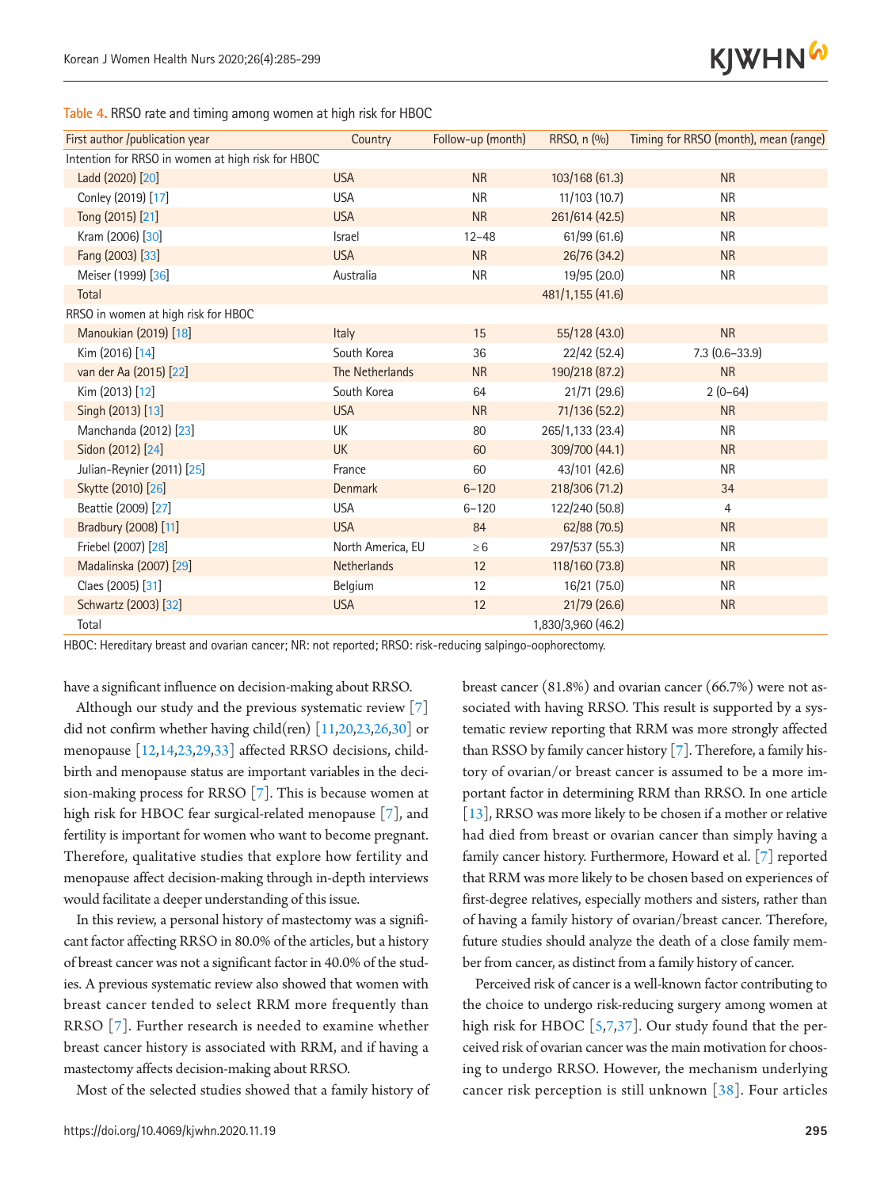Table 4. RRSO rate and timing among women at high risk for HBOC

| First author /publication year | Country | Follow-up (month) | RRSO, n (%) | Timing for RRSO (month), mean (range) |
|---|---|---|---|---|
| Intention for RRSO in women at high risk for HBOC | | | | |
| Ladd (2020) [20] | USA | NR | 103/168 (61.3) | NR |
| Conley (2019) [17] | USA | NR | 11/103 (10.7) | NR |
| Tong (2015) [21] | USA | NR | 261/614 (42.5) | NR |
| Kram (2006) [30] | Israel | 12–48 | 61/99 (61.6) | NR |
| Fang (2003) [33] | USA | NR | 26/76 (34.2) | NR |
| Meiser (1999) [36] | Australia | NR | 19/95 (20.0) | NR |
| Total | | | 481/1,155 (41.6) | |
| RRSO in women at high risk for HBOC | | | | |
| Manoukian (2019) [18] | Italy | 15 | 55/128 (43.0) | NR |
| Kim (2016) [14] | South Korea | 36 | 22/42 (52.4) | 7.3 (0.6–33.9) |
| van der Aa (2015) [22] | The Netherlands | NR | 190/218 (87.2) | NR |
| Kim (2013) [12] | South Korea | 64 | 21/71 (29.6) | 2 (0–64) |
| Singh (2013) [13] | USA | NR | 71/136 (52.2) | NR |
| Manchanda (2012) [23] | UK | 80 | 265/1,133 (23.4) | NR |
| Sidon (2012) [24] | UK | 60 | 309/700 (44.1) | NR |
| Julian-Reynier (2011) [25] | France | 60 | 43/101 (42.6) | NR |
| Skytte (2010) [26] | Denmark | 6–120 | 218/306 (71.2) | 34 |
| Beattie (2009) [27] | USA | 6–120 | 122/240 (50.8) | 4 |
| Bradbury (2008) [11] | USA | 84 | 62/88 (70.5) | NR |
| Friebel (2007) [28] | North America, EU | ≥6 | 297/537 (55.3) | NR |
| Madalinska (2007) [29] | Netherlands | 12 | 118/160 (73.8) | NR |
| Claes (2005) [31] | Belgium | 12 | 16/21 (75.0) | NR |
| Schwartz (2003) [32] | USA | 12 | 21/79 (26.6) | NR |
| Total | | | 1,830/3,960 (46.2) | |

HBOC: Hereditary breast and ovarian cancer; NR: not reported; RRSO: risk-reducing salpingo-oophorectomy.

have a significant influence on decision-making about RRSO.

Although our study and the previous systematic review [7] did not confirm whether having child(ren) [11,20,23,26,30] or menopause [12,14,23,29,33] affected RRSO decisions, childbirth and menopause status are important variables in the decision-making process for RRSO [7]. This is because women at high risk for HBOC fear surgical-related menopause [7], and fertility is important for women who want to become pregnant. Therefore, qualitative studies that explore how fertility and menopause affect decision-making through in-depth interviews would facilitate a deeper understanding of this issue.

In this review, a personal history of mastectomy was a significant factor affecting RRSO in 80.0% of the articles, but a history of breast cancer was not a significant factor in 40.0% of the studies. A previous systematic review also showed that women with breast cancer tended to select RRM more frequently than RRSO [7]. Further research is needed to examine whether breast cancer history is associated with RRM, and if having a mastectomy affects decision-making about RRSO.

Most of the selected studies showed that a family history of breast cancer (81.8%) and ovarian cancer (66.7%) were not associated with having RRSO. This result is supported by a systematic review reporting that RRM was more strongly affected than RSSO by family cancer history [7]. Therefore, a family history of ovarian/or breast cancer is assumed to be a more important factor in determining RRM than RRSO. In one article [13], RRSO was more likely to be chosen if a mother or relative had died from breast or ovarian cancer than simply having a family cancer history. Furthermore, Howard et al. [7] reported that RRM was more likely to be chosen based on experiences of first-degree relatives, especially mothers and sisters, rather than of having a family history of ovarian/breast cancer. Therefore, future studies should analyze the death of a close family member from cancer, as distinct from a family history of cancer.

Perceived risk of cancer is a well-known factor contributing to the choice to undergo risk-reducing surgery among women at high risk for HBOC [5,7,37]. Our study found that the perceived risk of ovarian cancer was the main motivation for choosing to undergo RRSO. However, the mechanism underlying cancer risk perception is still unknown [38]. Four articles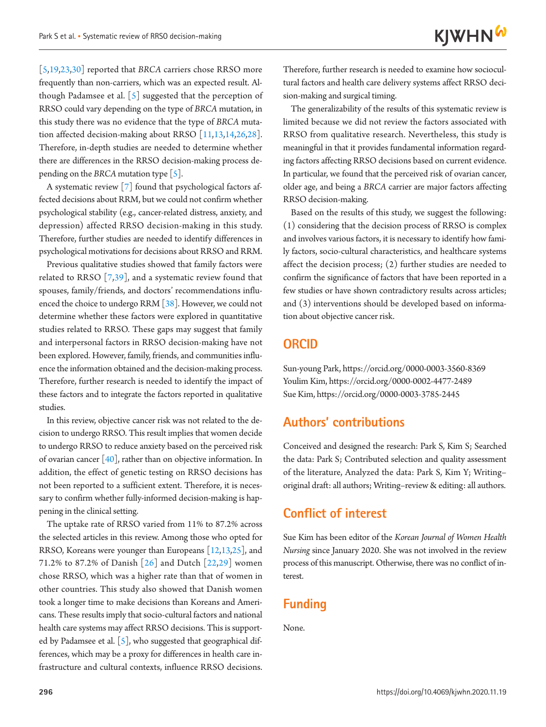[5,19,23,30] reported that *BRCA* carriers chose RRSO more frequently than non-carriers, which was an expected result. Although Padamsee et al. [5] suggested that the perception of RRSO could vary depending on the type of *BRCA* mutation, in this study there was no evidence that the type of *BRCA* mutation affected decision-making about RRSO [11,13,14,26,28]. Therefore, in-depth studies are needed to determine whether there are differences in the RRSO decision-making process depending on the *BRCA* mutation type [5].

A systematic review [7] found that psychological factors affected decisions about RRM, but we could not confirm whether psychological stability (e.g., cancer-related distress, anxiety, and depression) affected RRSO decision-making in this study. Therefore, further studies are needed to identify differences in psychological motivations for decisions about RRSO and RRM.

Previous qualitative studies showed that family factors were related to RRSO [7,39], and a systematic review found that spouses, family/friends, and doctors' recommendations influenced the choice to undergo RRM [38]. However, we could not determine whether these factors were explored in quantitative studies related to RRSO. These gaps may suggest that family and interpersonal factors in RRSO decision-making have not been explored. However, family, friends, and communities influence the information obtained and the decision-making process. Therefore, further research is needed to identify the impact of these factors and to integrate the factors reported in qualitative studies.

In this review, objective cancer risk was not related to the decision to undergo RRSO. This result implies that women decide to undergo RRSO to reduce anxiety based on the perceived risk of ovarian cancer [40], rather than on objective information. In addition, the effect of genetic testing on RRSO decisions has not been reported to a sufficient extent. Therefore, it is necessary to confirm whether fully-informed decision-making is happening in the clinical setting.

The uptake rate of RRSO varied from 11% to 87.2% across the selected articles in this review. Among those who opted for RRSO, Koreans were younger than Europeans [12,13,25], and 71.2% to 87.2% of Danish [26] and Dutch [22,29] women chose RRSO, which was a higher rate than that of women in other countries. This study also showed that Danish women took a longer time to make decisions than Koreans and Americans. These results imply that socio-cultural factors and national health care systems may affect RRSO decisions. This is supported by Padamsee et al. [5], who suggested that geographical differences, which may be a proxy for differences in health care infrastructure and cultural contexts, influence RRSO decisions. Therefore, further research is needed to examine how sociocultural factors and health care delivery systems affect RRSO decision-making and surgical timing.

The generalizability of the results of this systematic review is limited because we did not review the factors associated with RRSO from qualitative research. Nevertheless, this study is meaningful in that it provides fundamental information regarding factors affecting RRSO decisions based on current evidence. In particular, we found that the perceived risk of ovarian cancer, older age, and being a *BRCA* carrier are major factors affecting RRSO decision-making.

Based on the results of this study, we suggest the following: (1) considering that the decision process of RRSO is complex and involves various factors, it is necessary to identify how family factors, socio-cultural characteristics, and healthcare systems affect the decision process; (2) further studies are needed to confirm the significance of factors that have been reported in a few studies or have shown contradictory results across articles; and (3) interventions should be developed based on information about objective cancer risk.

## ORCID

Sun-young Park, https://orcid.org/0000-0003-3560-8369
Youlim Kim, https://orcid.org/0000-0002-4477-2489
Sue Kim, https://orcid.org/0000-0003-3785-2445

## Authors' contributions

Conceived and designed the research: Park S, Kim S; Searched the data: Park S; Contributed selection and quality assessment of the literature, Analyzed the data: Park S, Kim Y; Writing–original draft: all authors; Writing–review & editing: all authors.

## Conflict of interest

Sue Kim has been editor of the *Korean Journal of Women Health Nursing* since January 2020. She was not involved in the review process of this manuscript. Otherwise, there was no conflict of interest.

## Funding

None.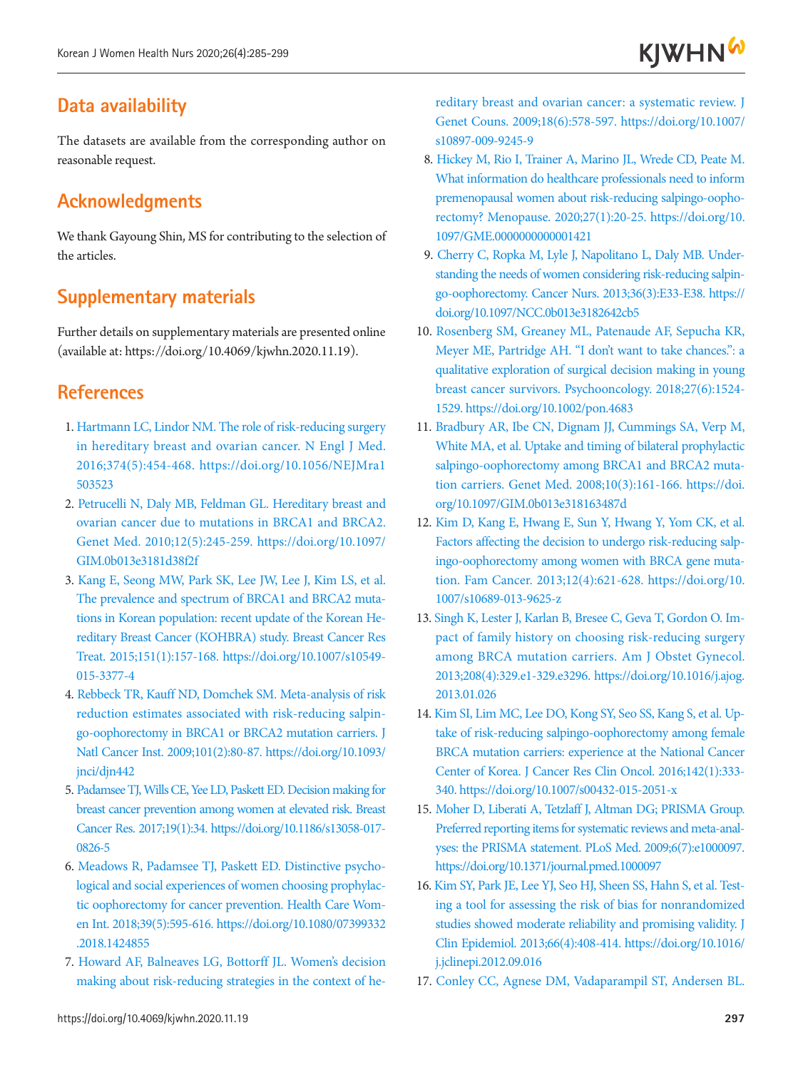## Data availability

The datasets are available from the corresponding author on reasonable request.

## Acknowledgments

We thank Gayoung Shin, MS for contributing to the selection of the articles.

## Supplementary materials

Further details on supplementary materials are presented online (available at: https://doi.org/10.4069/kjwhn.2020.11.19).

## References

1. Hartmann LC, Lindor NM. The role of risk-reducing surgery in hereditary breast and ovarian cancer. N Engl J Med. 2016;374(5):454-468. https://doi.org/10.1056/NEJMra1503523
2. Petrucelli N, Daly MB, Feldman GL. Hereditary breast and ovarian cancer due to mutations in BRCA1 and BRCA2. Genet Med. 2010;12(5):245-259. https://doi.org/10.1097/GIM.0b013e3181d38f2f
3. Kang E, Seong MW, Park SK, Lee JW, Lee J, Kim LS, et al. The prevalence and spectrum of BRCA1 and BRCA2 mutations in Korean population: recent update of the Korean Hereditary Breast Cancer (KOHBRA) study. Breast Cancer Res Treat. 2015;151(1):157-168. https://doi.org/10.1007/s10549-015-3377-4
4. Rebbeck TR, Kauff ND, Domchek SM. Meta-analysis of risk reduction estimates associated with risk-reducing salpingo-oophorectomy in BRCA1 or BRCA2 mutation carriers. J Natl Cancer Inst. 2009;101(2):80-87. https://doi.org/10.1093/jnci/djn442
5. Padamsee TJ, Wills CE, Yee LD, Paskett ED. Decision making for breast cancer prevention among women at elevated risk. Breast Cancer Res. 2017;19(1):34. https://doi.org/10.1186/s13058-017-0826-5
6. Meadows R, Padamsee TJ, Paskett ED. Distinctive psychological and social experiences of women choosing prophylactic oophorectomy for cancer prevention. Health Care Women Int. 2018;39(5):595-616. https://doi.org/10.1080/07399332.2018.1424855
7. Howard AF, Balneaves LG, Bottorff JL. Women's decision making about risk-reducing strategies in the context of hereditary breast and ovarian cancer: a systematic review. J Genet Couns. 2009;18(6):578-597. https://doi.org/10.1007/s10897-009-9245-9
8. Hickey M, Rio I, Trainer A, Marino JL, Wrede CD, Peate M. What information do healthcare professionals need to inform premenopausal women about risk-reducing salpingo-oophorectomy? Menopause. 2020;27(1):20-25. https://doi.org/10.1097/GME.0000000000001421
9. Cherry C, Ropka M, Lyle J, Napolitano L, Daly MB. Understanding the needs of women considering risk-reducing salpingo-oophorectomy. Cancer Nurs. 2013;36(3):E33-E38. https://doi.org/10.1097/NCC.0b013e3182642cb5
10. Rosenberg SM, Greaney ML, Patenaude AF, Sepucha KR, Meyer ME, Partridge AH. "I don't want to take chances.": a qualitative exploration of surgical decision making in young breast cancer survivors. Psychooncology. 2018;27(6):1524-1529. https://doi.org/10.1002/pon.4683
11. Bradbury AR, Ibe CN, Dignam JJ, Cummings SA, Verp M, White MA, et al. Uptake and timing of bilateral prophylactic salpingo-oophorectomy among BRCA1 and BRCA2 mutation carriers. Genet Med. 2008;10(3):161-166. https://doi.org/10.1097/GIM.0b013e318163487d
12. Kim D, Kang E, Hwang E, Sun Y, Hwang Y, Yom CK, et al. Factors affecting the decision to undergo risk-reducing salpingo-oophorectomy among women with BRCA gene mutation. Fam Cancer. 2013;12(4):621-628. https://doi.org/10.1007/s10689-013-9625-z
13. Singh K, Lester J, Karlan B, Bresee C, Geva T, Gordon O. Impact of family history on choosing risk-reducing surgery among BRCA mutation carriers. Am J Obstet Gynecol. 2013;208(4):329.e1-329.e3296. https://doi.org/10.1016/j.ajog.2013.01.026
14. Kim SI, Lim MC, Lee DO, Kong SY, Seo SS, Kang S, et al. Uptake of risk-reducing salpingo-oophorectomy among female BRCA mutation carriers: experience at the National Cancer Center of Korea. J Cancer Res Clin Oncol. 2016;142(1):333-340. https://doi.org/10.1007/s00432-015-2051-x
15. Moher D, Liberati A, Tetzlaff J, Altman DG; PRISMA Group. Preferred reporting items for systematic reviews and meta-analyses: the PRISMA statement. PLoS Med. 2009;6(7):e1000097. https://doi.org/10.1371/journal.pmed.1000097
16. Kim SY, Park JE, Lee YJ, Seo HJ, Sheen SS, Hahn S, et al. Testing a tool for assessing the risk of bias for nonrandomized studies showed moderate reliability and promising validity. J Clin Epidemiol. 2013;66(4):408-414. https://doi.org/10.1016/j.jclinepi.2012.09.016
17. Conley CC, Agnese DM, Vadaparampil ST, Andersen BL.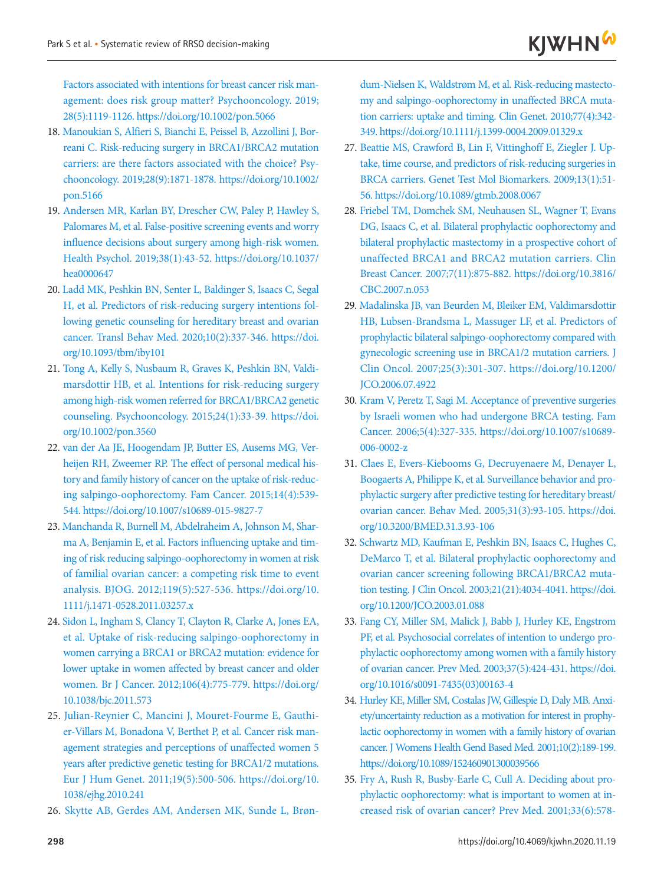Factors associated with intentions for breast cancer risk management: does risk group matter? Psychooncology. 2019;28(5):1119-1126. https://doi.org/10.1002/pon.5066

18. Manoukian S, Alfieri S, Bianchi E, Peissel B, Azzollini J, Borreani C. Risk-reducing surgery in BRCA1/BRCA2 mutation carriers: are there factors associated with the choice? Psychooncology. 2019;28(9):1871-1878. https://doi.org/10.1002/pon.5166
19. Andersen MR, Karlan BY, Drescher CW, Paley P, Hawley S, Palomares M, et al. False-positive screening events and worry influence decisions about surgery among high-risk women. Health Psychol. 2019;38(1):43-52. https://doi.org/10.1037/hea0000647
20. Ladd MK, Peshkin BN, Senter L, Baldinger S, Isaacs C, Segal H, et al. Predictors of risk-reducing surgery intentions following genetic counseling for hereditary breast and ovarian cancer. Transl Behav Med. 2020;10(2):337-346. https://doi.org/10.1093/tbm/iby101
21. Tong A, Kelly S, Nusbaum R, Graves K, Peshkin BN, Valdimarsdottir HB, et al. Intentions for risk-reducing surgery among high-risk women referred for BRCA1/BRCA2 genetic counseling. Psychooncology. 2015;24(1):33-39. https://doi.org/10.1002/pon.3560
22. van der Aa JE, Hoogendam JP, Butter ES, Ausems MG, Verheijen RH, Zweemer RP. The effect of personal medical history and family history of cancer on the uptake of risk-reducing salpingo-oophorectomy. Fam Cancer. 2015;14(4):539-544. https://doi.org/10.1007/s10689-015-9827-7
23. Manchanda R, Burnell M, Abdelraheim A, Johnson M, Sharma A, Benjamin E, et al. Factors influencing uptake and timing of risk reducing salpingo-oophorectomy in women at risk of familial ovarian cancer: a competing risk time to event analysis. BJOG. 2012;119(5):527-536. https://doi.org/10.1111/j.1471-0528.2011.03257.x
24. Sidon L, Ingham S, Clancy T, Clayton R, Clarke A, Jones EA, et al. Uptake of risk-reducing salpingo-oophorectomy in women carrying a BRCA1 or BRCA2 mutation: evidence for lower uptake in women affected by breast cancer and older women. Br J Cancer. 2012;106(4):775-779. https://doi.org/10.1038/bjc.2011.573
25. Julian-Reynier C, Mancini J, Mouret-Fourme E, Gauthier-Villars M, Bonadona V, Berthet P, et al. Cancer risk management strategies and perceptions of unaffected women 5 years after predictive genetic testing for BRCA1/2 mutations. Eur J Hum Genet. 2011;19(5):500-506. https://doi.org/10.1038/ejhg.2010.241
26. Skytte AB, Gerdes AM, Andersen MK, Sunde L, Brøndum-Nielsen K, Waldstrøm M, et al. Risk-reducing mastectomy and salpingo-oophorectomy in unaffected BRCA mutation carriers: uptake and timing. Clin Genet. 2010;77(4):342-349. https://doi.org/10.1111/j.1399-0004.2009.01329.x
27. Beattie MS, Crawford B, Lin F, Vittinghoff E, Ziegler J. Uptake, time course, and predictors of risk-reducing surgeries in BRCA carriers. Genet Test Mol Biomarkers. 2009;13(1):51-56. https://doi.org/10.1089/gtmb.2008.0067
28. Friebel TM, Domchek SM, Neuhausen SL, Wagner T, Evans DG, Isaacs C, et al. Bilateral prophylactic oophorectomy and bilateral prophylactic mastectomy in a prospective cohort of unaffected BRCA1 and BRCA2 mutation carriers. Clin Breast Cancer. 2007;7(11):875-882. https://doi.org/10.3816/CBC.2007.n.053
29. Madalinska JB, van Beurden M, Bleiker EM, Valdimarsdottir HB, Lubsen-Brandsma L, Massuger LF, et al. Predictors of prophylactic bilateral salpingo-oophorectomy compared with gynecologic screening use in BRCA1/2 mutation carriers. J Clin Oncol. 2007;25(3):301-307. https://doi.org/10.1200/JCO.2006.07.4922
30. Kram V, Peretz T, Sagi M. Acceptance of preventive surgeries by Israeli women who had undergone BRCA testing. Fam Cancer. 2006;5(4):327-335. https://doi.org/10.1007/s10689-006-0002-z
31. Claes E, Evers-Kiebooms G, Decruyenaere M, Denayer L, Boogaerts A, Philippe K, et al. Surveillance behavior and prophylactic surgery after predictive testing for hereditary breast/ovarian cancer. Behav Med. 2005;31(3):93-105. https://doi.org/10.3200/BMED.31.3.93-106
32. Schwartz MD, Kaufman E, Peshkin BN, Isaacs C, Hughes C, DeMarco T, et al. Bilateral prophylactic oophorectomy and ovarian cancer screening following BRCA1/BRCA2 mutation testing. J Clin Oncol. 2003;21(21):4034-4041. https://doi.org/10.1200/JCO.2003.01.088
33. Fang CY, Miller SM, Malick J, Babb J, Hurley KE, Engstrom PF, et al. Psychosocial correlates of intention to undergo prophylactic oophorectomy among women with a family history of ovarian cancer. Prev Med. 2003;37(5):424-431. https://doi.org/10.1016/s0091-7435(03)00163-4
34. Hurley KE, Miller SM, Costalas JW, Gillespie D, Daly MB. Anxiety/uncertainty reduction as a motivation for interest in prophylactic oophorectomy in women with a family history of ovarian cancer. J Womens Health Gend Based Med. 2001;10(2):189-199. https://doi.org/10.1089/152460901300039566
35. Fry A, Rush R, Busby-Earle C, Cull A. Deciding about prophylactic oophorectomy: what is important to women at increased risk of ovarian cancer? Prev Med. 2001;33(6):578-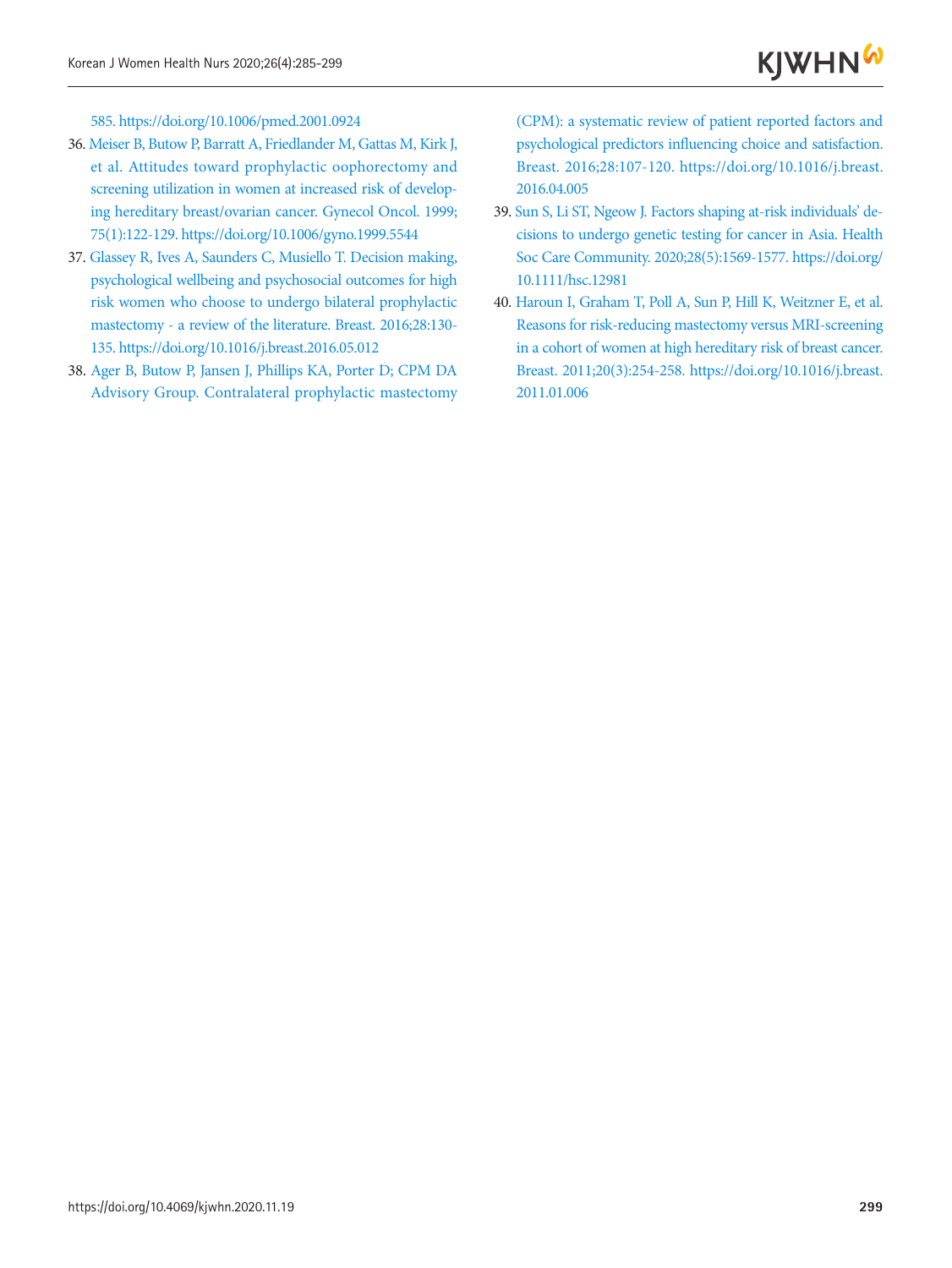585. https://doi.org/10.1006/pmed.2001.0924

36. Meiser B, Butow P, Barratt A, Friedlander M, Gattas M, Kirk J, et al. Attitudes toward prophylactic oophorectomy and screening utilization in women at increased risk of developing hereditary breast/ovarian cancer. Gynecol Oncol. 1999; 75(1):122-129. https://doi.org/10.1006/gyno.1999.5544
37. Glassey R, Ives A, Saunders C, Musiello T. Decision making, psychological wellbeing and psychosocial outcomes for high risk women who choose to undergo bilateral prophylactic mastectomy - a review of the literature. Breast. 2016;28:130-135. https://doi.org/10.1016/j.breast.2016.05.012
38. Ager B, Butow P, Jansen J, Phillips KA, Porter D; CPM DA Advisory Group. Contralateral prophylactic mastectomy (CPM): a systematic review of patient reported factors and psychological predictors influencing choice and satisfaction. Breast. 2016;28:107-120. https://doi.org/10.1016/j.breast.2016.04.005
39. Sun S, Li ST, Ngeow J. Factors shaping at-risk individuals' decisions to undergo genetic testing for cancer in Asia. Health Soc Care Community. 2020;28(5):1569-1577. https://doi.org/10.1111/hsc.12981
40. Haroun I, Graham T, Poll A, Sun P, Hill K, Weitzner E, et al. Reasons for risk-reducing mastectomy versus MRI-screening in a cohort of women at high hereditary risk of breast cancer. Breast. 2011;20(3):254-258. https://doi.org/10.1016/j.breast.2011.01.006